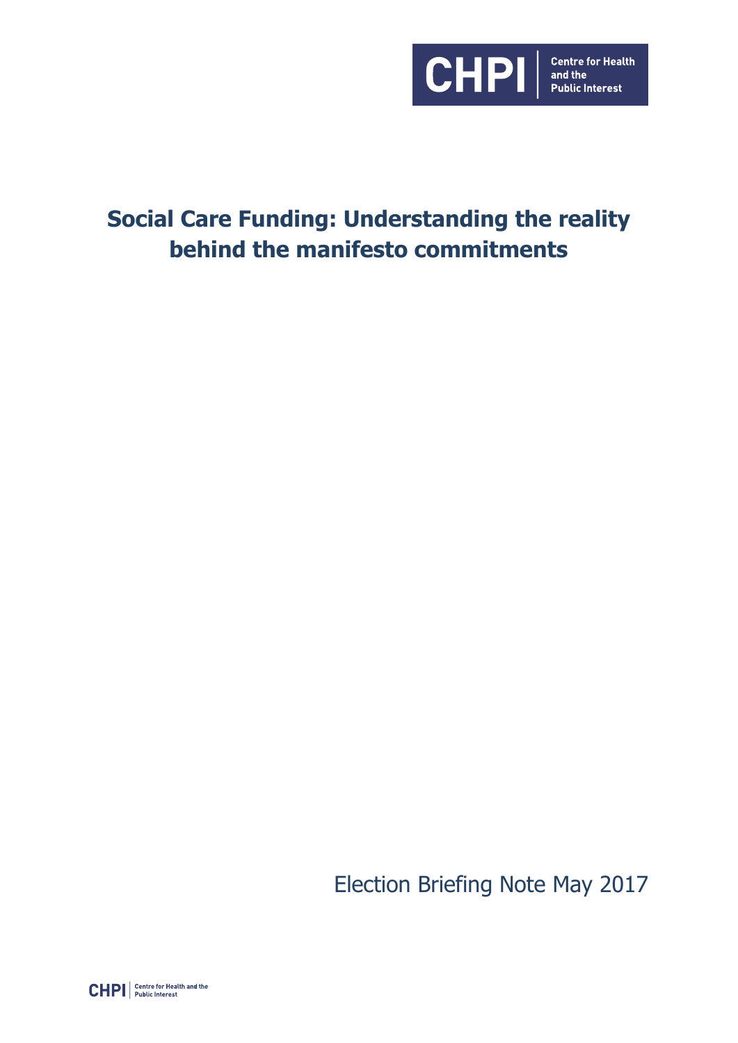# Social Care Funding: Understanding the reality behind the manifesto commitments

Election Briefing Note May 2017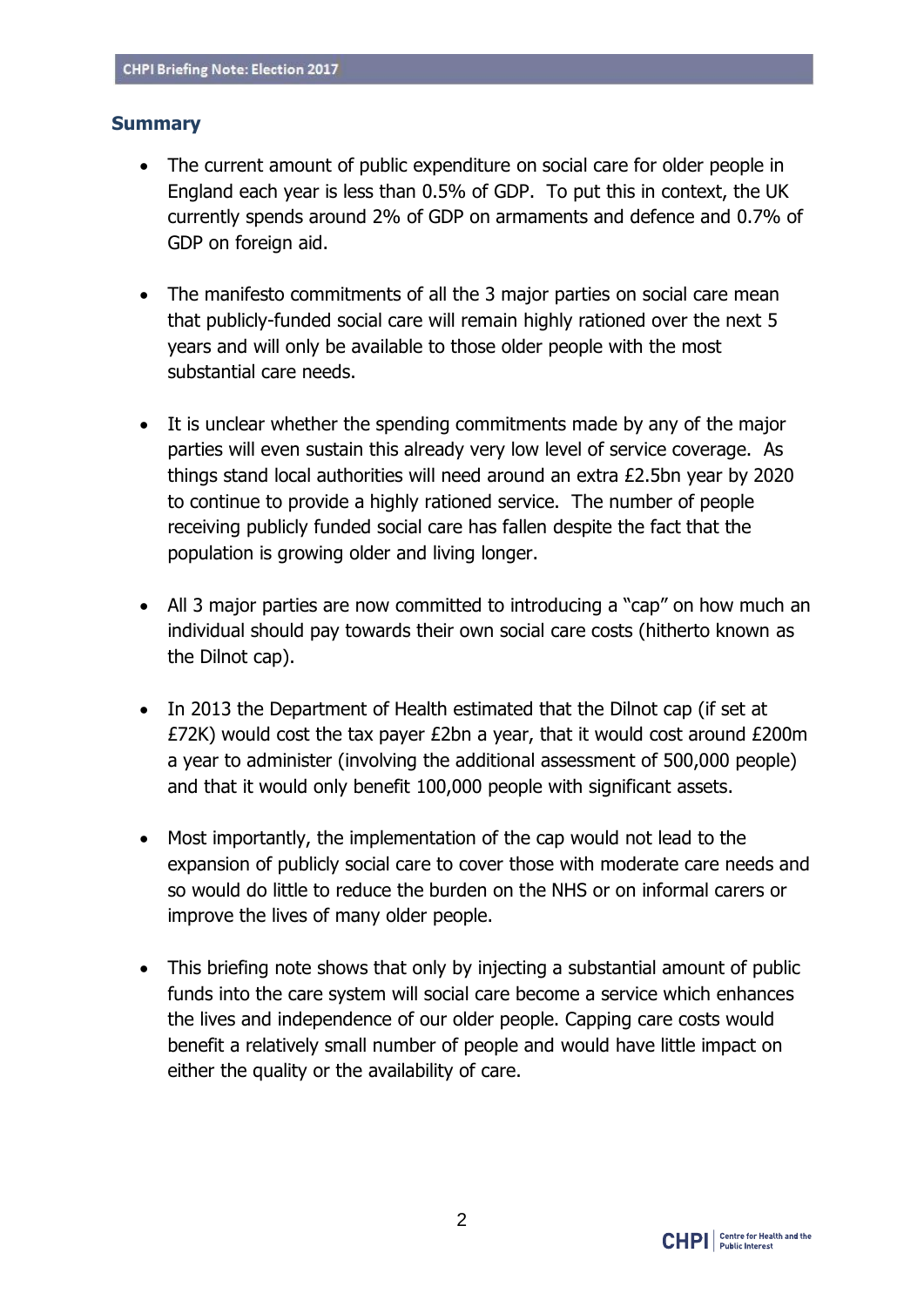## Summary

- The current amount of public expenditure on social care for older people in England each year is less than 0.5% of GDP. To put this in context, the UK currently spends around 2% of GDP on armaments and defence and 0.7% of GDP on foreign aid.

- The manifesto commitments of all the 3 major parties on social care mean that publicly-funded social care will remain highly rationed over the next 5 years and will only be available to those older people with the most substantial care needs.

- It is unclear whether the spending commitments made by any of the major parties will even sustain this already very low level of service coverage. As things stand local authorities will need around an extra £2.5bn year by 2020 to continue to provide a highly rationed service. The number of people receiving publicly funded social care has fallen despite the fact that the population is growing older and living longer.

- All 3 major parties are now committed to introducing a "cap" on how much an individual should pay towards their own social care costs (hitherto known as the Dilnot cap).

- In 2013 the Department of Health estimated that the Dilnot cap (if set at £72K) would cost the tax payer £2bn a year, that it would cost around £200m a year to administer (involving the additional assessment of 500,000 people) and that it would only benefit 100,000 people with significant assets.

- Most importantly, the implementation of the cap would not lead to the expansion of publicly social care to cover those with moderate care needs and so would do little to reduce the burden on the NHS or on informal carers or improve the lives of many older people.

- This briefing note shows that only by injecting a substantial amount of public funds into the care system will social care become a service which enhances the lives and independence of our older people. Capping care costs would benefit a relatively small number of people and would have little impact on either the quality or the availability of care.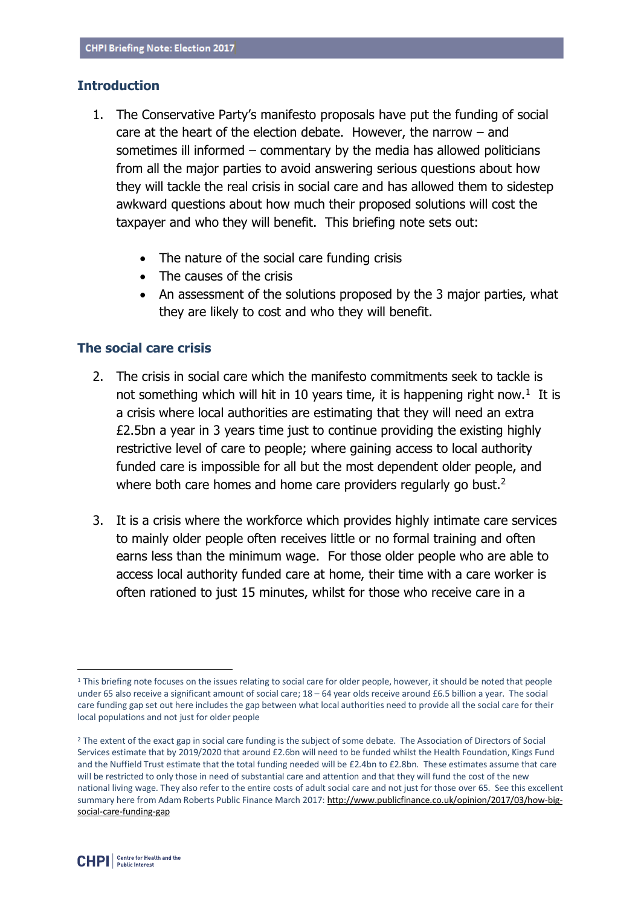## Introduction

1. The Conservative Party's manifesto proposals have put the funding of social care at the heart of the election debate. However, the narrow – and sometimes ill informed – commentary by the media has allowed politicians from all the major parties to avoid answering serious questions about how they will tackle the real crisis in social care and has allowed them to sidestep awkward questions about how much their proposed solutions will cost the taxpayer and who they will benefit. This briefing note sets out:

   - The nature of the social care funding crisis
   - The causes of the crisis
   - An assessment of the solutions proposed by the 3 major parties, what they are likely to cost and who they will benefit.

## The social care crisis

2. The crisis in social care which the manifesto commitments seek to tackle is not something which will hit in 10 years time, it is happening right now.[1] It is a crisis where local authorities are estimating that they will need an extra £2.5bn a year in 3 years time just to continue providing the existing highly restrictive level of care to people; where gaining access to local authority funded care is impossible for all but the most dependent older people, and where both care homes and home care providers regularly go bust.[2]

3. It is a crisis where the workforce which provides highly intimate care services to mainly older people often receives little or no formal training and often earns less than the minimum wage. For those older people who are able to access local authority funded care at home, their time with a care worker is often rationed to just 15 minutes, whilst for those who receive care in a

---

[1] This briefing note focuses on the issues relating to social care for older people, however, it should be noted that people under 65 also receive a significant amount of social care; 18 – 64 year olds receive around £6.5 billion a year. The social care funding gap set out here includes the gap between what local authorities need to provide all the social care for their local populations and not just for older people

[2] The extent of the exact gap in social care funding is the subject of some debate. The Association of Directors of Social Services estimate that by 2019/2020 that around £2.6bn will need to be funded whilst the Health Foundation, Kings Fund and the Nuffield Trust estimate that the total funding needed will be £2.4bn to £2.8bn. These estimates assume that care will be restricted to only those in need of substantial care and attention and that they will fund the cost of the new national living wage. They also refer to the entire costs of adult social care and not just for those over 65. See this excellent summary here from Adam Roberts Public Finance March 2017: http://www.publicfinance.co.uk/opinion/2017/03/how-big-social-care-funding-gap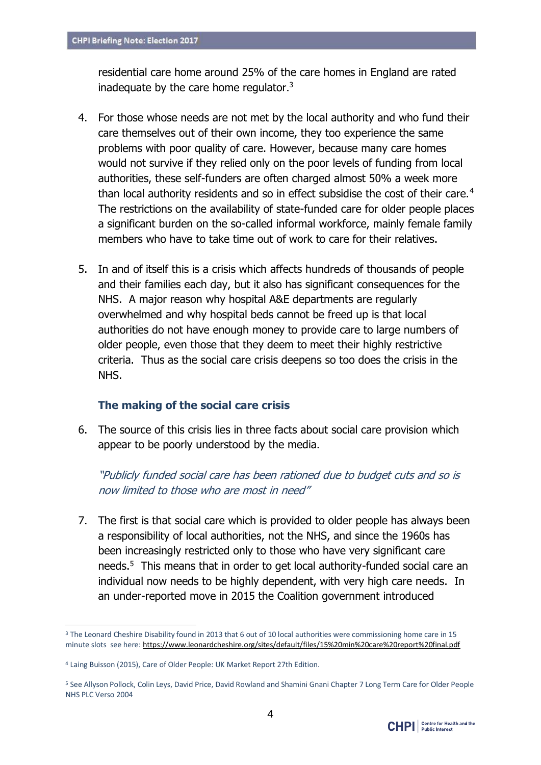residential care home around 25% of the care homes in England are rated inadequate by the care home regulator.[3]

4. For those whose needs are not met by the local authority and who fund their care themselves out of their own income, they too experience the same problems with poor quality of care. However, because many care homes would not survive if they relied only on the poor levels of funding from local authorities, these self-funders are often charged almost 50% a week more than local authority residents and so in effect subsidise the cost of their care.[4] The restrictions on the availability of state-funded care for older people places a significant burden on the so-called informal workforce, mainly female family members who have to take time out of work to care for their relatives.

5. In and of itself this is a crisis which affects hundreds of thousands of people and their families each day, but it also has significant consequences for the NHS. A major reason why hospital A&E departments are regularly overwhelmed and why hospital beds cannot be freed up is that local authorities do not have enough money to provide care to large numbers of older people, even those that they deem to meet their highly restrictive criteria. Thus as the social care crisis deepens so too does the crisis in the NHS.

### The making of the social care crisis

6. The source of this crisis lies in three facts about social care provision which appear to be poorly understood by the media.

*"Publicly funded social care has been rationed due to budget cuts and so is now limited to those who are most in need"*

7. The first is that social care which is provided to older people has always been a responsibility of local authorities, not the NHS, and since the 1960s has been increasingly restricted only to those who have very significant care needs.[5] This means that in order to get local authority-funded social care an individual now needs to be highly dependent, with very high care needs. In an under-reported move in 2015 the Coalition government introduced

---

[3] The Leonard Cheshire Disability found in 2013 that 6 out of 10 local authorities were commissioning home care in 15 minute slots see here: https://www.leonardcheshire.org/sites/default/files/15%20min%20care%20report%20final.pdf

[4] Laing Buisson (2015), Care of Older People: UK Market Report 27th Edition.

[5] See Allyson Pollock, Colin Leys, David Price, David Rowland and Shamini Gnani Chapter 7 Long Term Care for Older People NHS PLC Verso 2004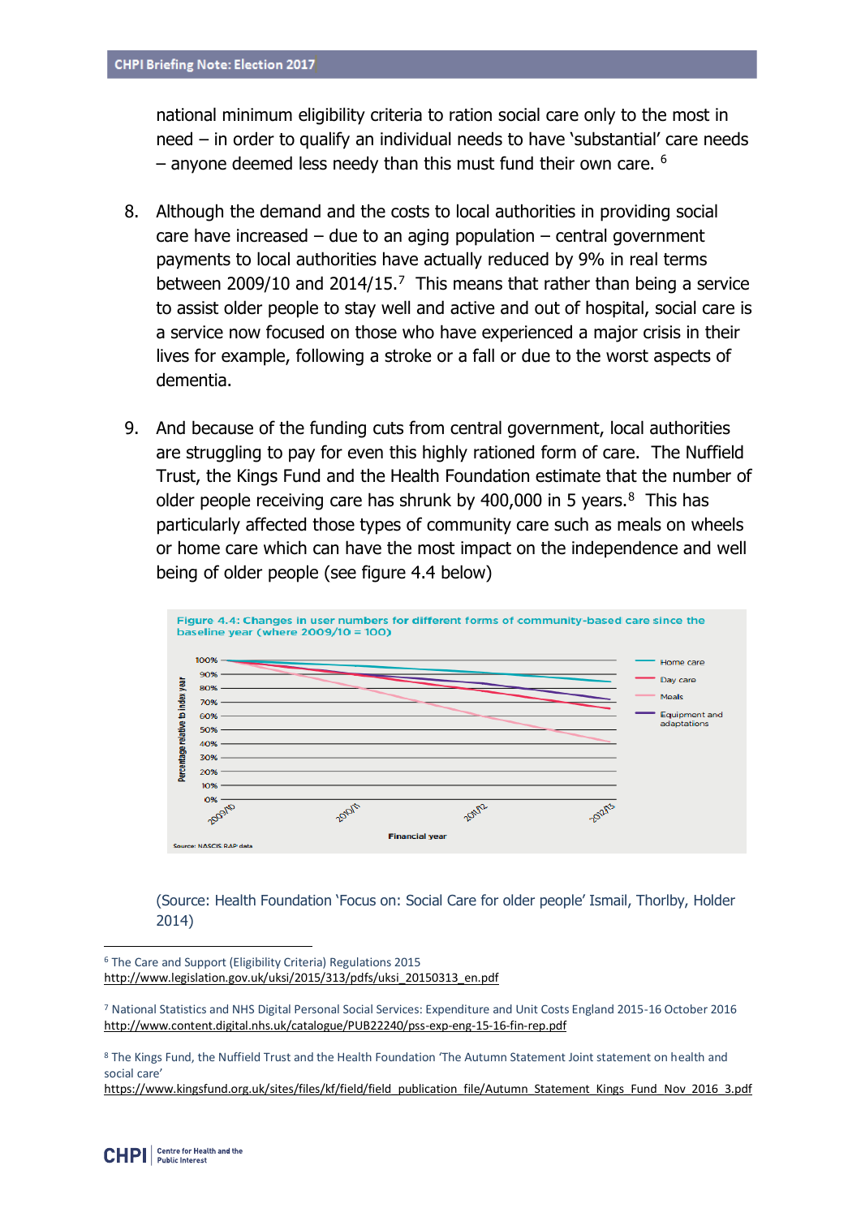national minimum eligibility criteria to ration social care only to the most in need – in order to qualify an individual needs to have 'substantial' care needs – anyone deemed less needy than this must fund their own care. [6]

8. Although the demand and the costs to local authorities in providing social care have increased – due to an aging population – central government payments to local authorities have actually reduced by 9% in real terms between 2009/10 and 2014/15.[7] This means that rather than being a service to assist older people to stay well and active and out of hospital, social care is a service now focused on those who have experienced a major crisis in their lives for example, following a stroke or a fall or due to the worst aspects of dementia.

9. And because of the funding cuts from central government, local authorities are struggling to pay for even this highly rationed form of care. The Nuffield Trust, the Kings Fund and the Health Foundation estimate that the number of older people receiving care has shrunk by 400,000 in 5 years.[8] This has particularly affected those types of community care such as meals on wheels or home care which can have the most impact on the independence and well being of older people (see figure 4.4 below)

Figure 4.4: Changes in user numbers for different forms of community-based care since the baseline year (where 2009/10 = 100)

Source: NASCIS RAP data

(Source: Health Foundation 'Focus on: Social Care for older people' Ismail, Thorlby, Holder 2014)

---

[6] The Care and Support (Eligibility Criteria) Regulations 2015 http://www.legislation.gov.uk/uksi/2015/313/pdfs/uksi_20150313_en.pdf

[7] National Statistics and NHS Digital Personal Social Services: Expenditure and Unit Costs England 2015-16 October 2016 http://www.content.digital.nhs.uk/catalogue/PUB22240/pss-exp-eng-15-16-fin-rep.pdf

[8] The Kings Fund, the Nuffield Trust and the Health Foundation 'The Autumn Statement Joint statement on health and social care' https://www.kingsfund.org.uk/sites/files/kf/field/field_publication_file/Autumn_Statement_Kings_Fund_Nov_2016_3.pdf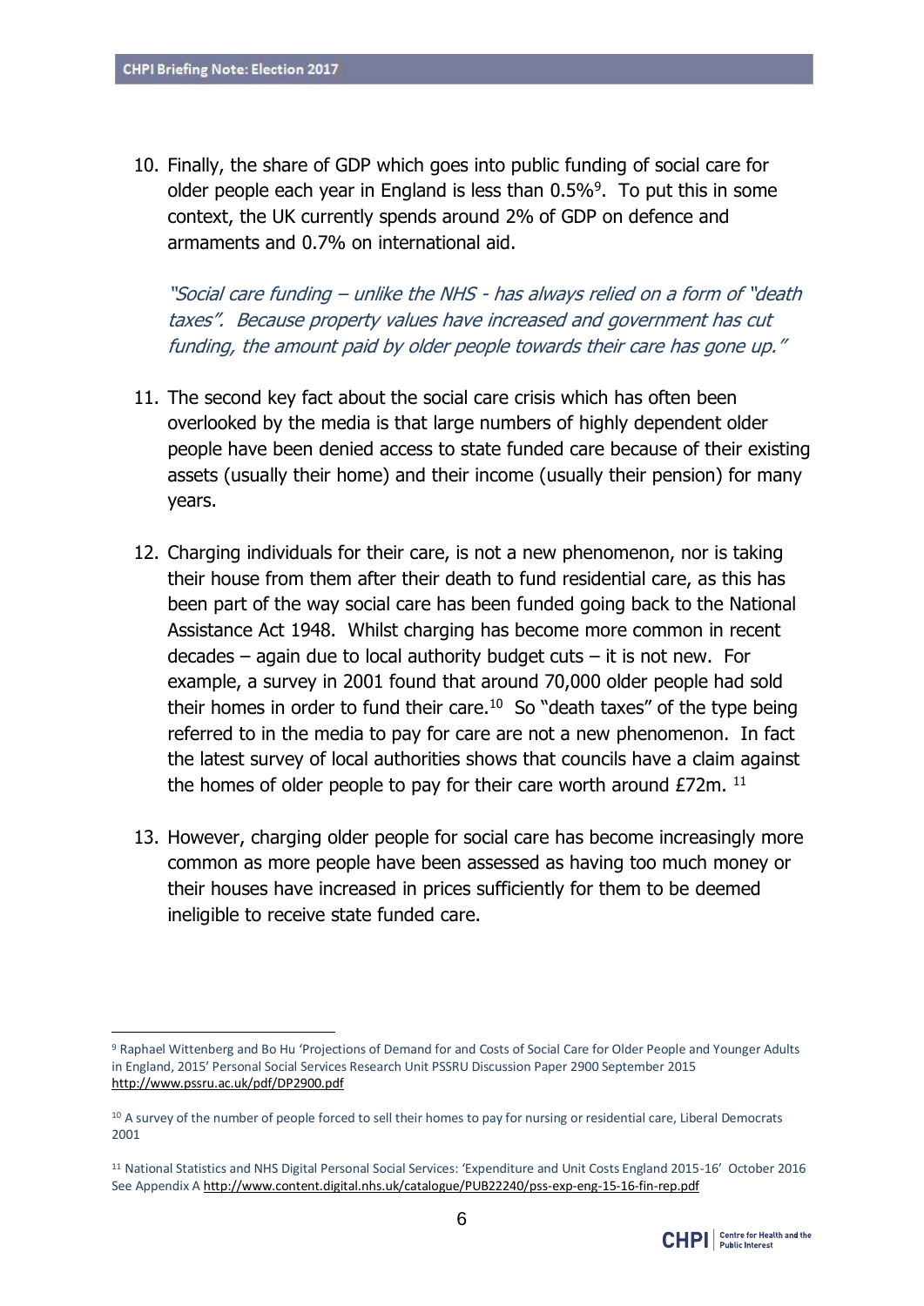10. Finally, the share of GDP which goes into public funding of social care for older people each year in England is less than 0.5%[9]. To put this in some context, the UK currently spends around 2% of GDP on defence and armaments and 0.7% on international aid.

*"Social care funding – unlike the NHS - has always relied on a form of "death taxes". Because property values have increased and government has cut funding, the amount paid by older people towards their care has gone up."*

11. The second key fact about the social care crisis which has often been overlooked by the media is that large numbers of highly dependent older people have been denied access to state funded care because of their existing assets (usually their home) and their income (usually their pension) for many years.

12. Charging individuals for their care, is not a new phenomenon, nor is taking their house from them after their death to fund residential care, as this has been part of the way social care has been funded going back to the National Assistance Act 1948. Whilst charging has become more common in recent decades – again due to local authority budget cuts – it is not new. For example, a survey in 2001 found that around 70,000 older people had sold their homes in order to fund their care.[10] So "death taxes" of the type being referred to in the media to pay for care are not a new phenomenon. In fact the latest survey of local authorities shows that councils have a claim against the homes of older people to pay for their care worth around £72m. [11]

13. However, charging older people for social care has become increasingly more common as more people have been assessed as having too much money or their houses have increased in prices sufficiently for them to be deemed ineligible to receive state funded care.

---

[9] Raphael Wittenberg and Bo Hu 'Projections of Demand for and Costs of Social Care for Older People and Younger Adults in England, 2015' Personal Social Services Research Unit PSSRU Discussion Paper 2900 September 2015 http://www.pssru.ac.uk/pdf/DP2900.pdf

[10] A survey of the number of people forced to sell their homes to pay for nursing or residential care, Liberal Democrats 2001

[11] National Statistics and NHS Digital Personal Social Services: 'Expenditure and Unit Costs England 2015-16' October 2016 See Appendix A http://www.content.digital.nhs.uk/catalogue/PUB22240/pss-exp-eng-15-16-fin-rep.pdf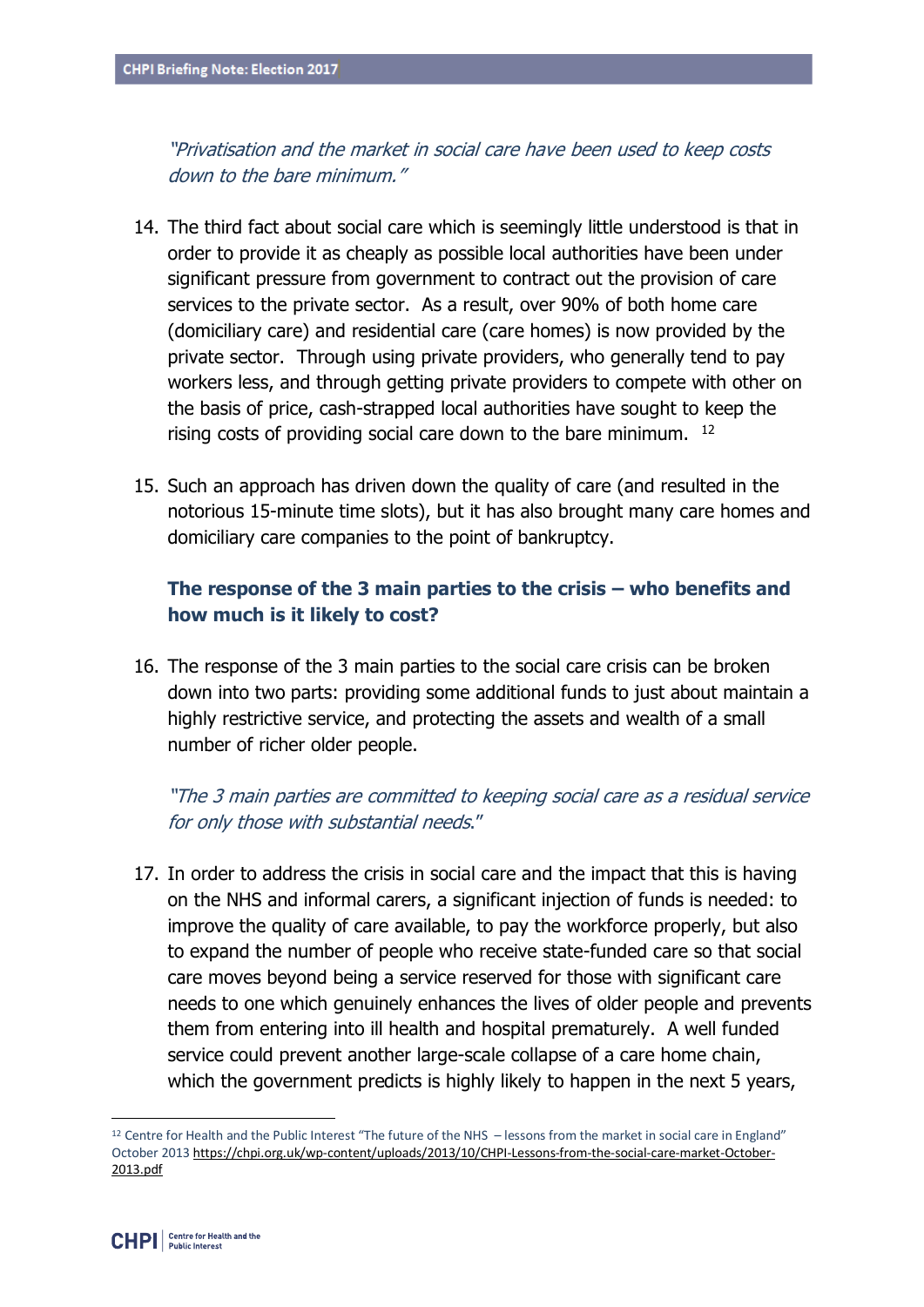*"Privatisation and the market in social care have been used to keep costs down to the bare minimum."*

14. The third fact about social care which is seemingly little understood is that in order to provide it as cheaply as possible local authorities have been under significant pressure from government to contract out the provision of care services to the private sector. As a result, over 90% of both home care (domiciliary care) and residential care (care homes) is now provided by the private sector. Through using private providers, who generally tend to pay workers less, and through getting private providers to compete with other on the basis of price, cash-strapped local authorities have sought to keep the rising costs of providing social care down to the bare minimum. [12]

15. Such an approach has driven down the quality of care (and resulted in the notorious 15-minute time slots), but it has also brought many care homes and domiciliary care companies to the point of bankruptcy.

### The response of the 3 main parties to the crisis – who benefits and how much is it likely to cost?

16. The response of the 3 main parties to the social care crisis can be broken down into two parts: providing some additional funds to just about maintain a highly restrictive service, and protecting the assets and wealth of a small number of richer older people.

*"The 3 main parties are committed to keeping social care as a residual service for only those with substantial needs."*

17. In order to address the crisis in social care and the impact that this is having on the NHS and informal carers, a significant injection of funds is needed: to improve the quality of care available, to pay the workforce properly, but also to expand the number of people who receive state-funded care so that social care moves beyond being a service reserved for those with significant care needs to one which genuinely enhances the lives of older people and prevents them from entering into ill health and hospital prematurely. A well funded service could prevent another large-scale collapse of a care home chain, which the government predicts is highly likely to happen in the next 5 years,

---

[12] Centre for Health and the Public Interest "The future of the NHS – lessons from the market in social care in England" October 2013 https://chpi.org.uk/wp-content/uploads/2013/10/CHPI-Lessons-from-the-social-care-market-October-2013.pdf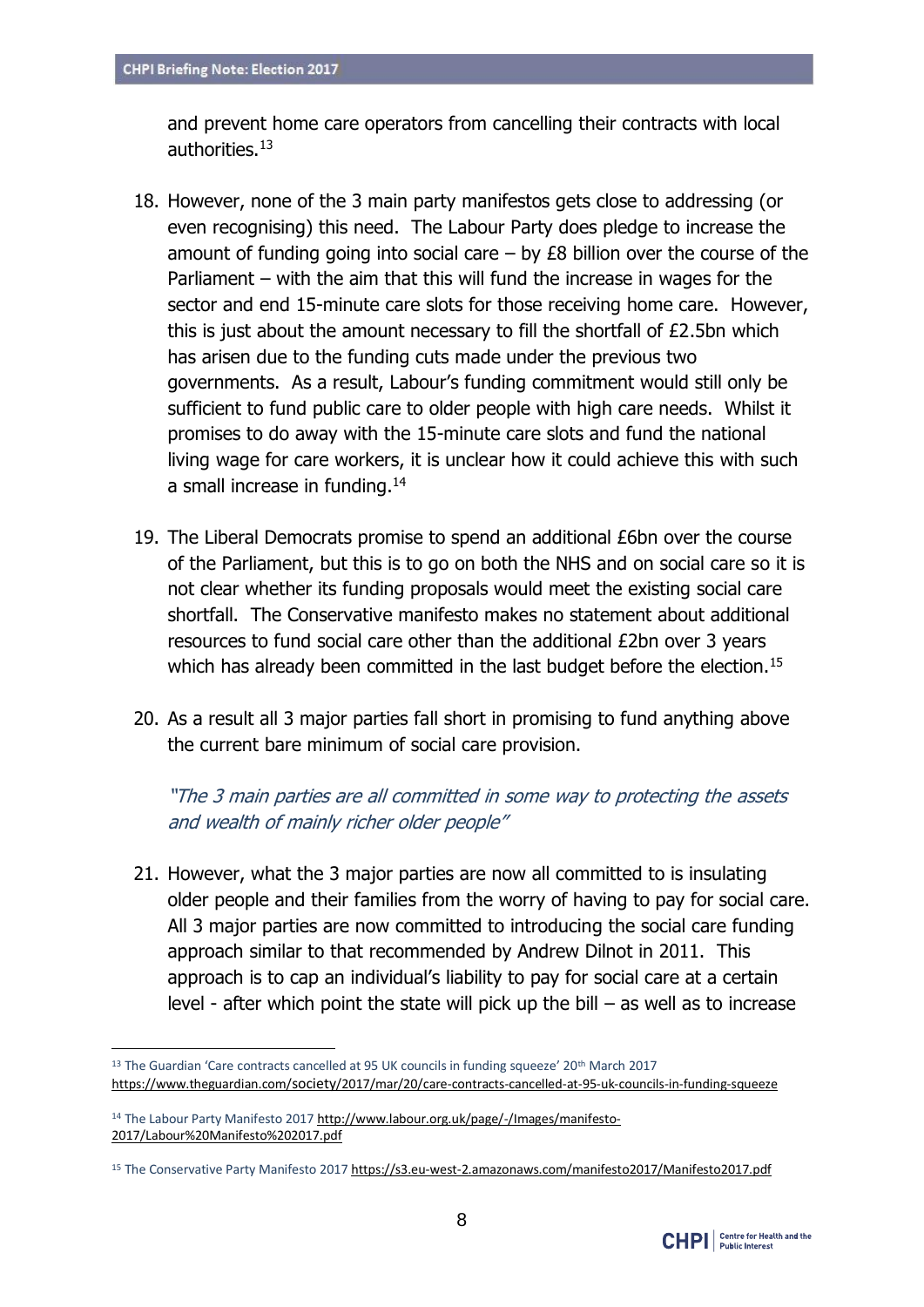and prevent home care operators from cancelling their contracts with local authorities.[13]

18. However, none of the 3 main party manifestos gets close to addressing (or even recognising) this need. The Labour Party does pledge to increase the amount of funding going into social care – by £8 billion over the course of the Parliament – with the aim that this will fund the increase in wages for the sector and end 15-minute care slots for those receiving home care. However, this is just about the amount necessary to fill the shortfall of £2.5bn which has arisen due to the funding cuts made under the previous two governments. As a result, Labour's funding commitment would still only be sufficient to fund public care to older people with high care needs. Whilst it promises to do away with the 15-minute care slots and fund the national living wage for care workers, it is unclear how it could achieve this with such a small increase in funding.[14]

19. The Liberal Democrats promise to spend an additional £6bn over the course of the Parliament, but this is to go on both the NHS and on social care so it is not clear whether its funding proposals would meet the existing social care shortfall. The Conservative manifesto makes no statement about additional resources to fund social care other than the additional £2bn over 3 years which has already been committed in the last budget before the election.[15]

20. As a result all 3 major parties fall short in promising to fund anything above the current bare minimum of social care provision.

*"The 3 main parties are all committed in some way to protecting the assets and wealth of mainly richer older people"*

21. However, what the 3 major parties are now all committed to is insulating older people and their families from the worry of having to pay for social care. All 3 major parties are now committed to introducing the social care funding approach similar to that recommended by Andrew Dilnot in 2011. This approach is to cap an individual's liability to pay for social care at a certain level - after which point the state will pick up the bill – as well as to increase

---

[13] The Guardian 'Care contracts cancelled at 95 UK councils in funding squeeze' 20th March 2017 https://www.theguardian.com/society/2017/mar/20/care-contracts-cancelled-at-95-uk-councils-in-funding-squeeze

[14] The Labour Party Manifesto 2017 http://www.labour.org.uk/page/-/Images/manifesto-2017/Labour%20Manifesto%202017.pdf

[15] The Conservative Party Manifesto 2017 https://s3.eu-west-2.amazonaws.com/manifesto2017/Manifesto2017.pdf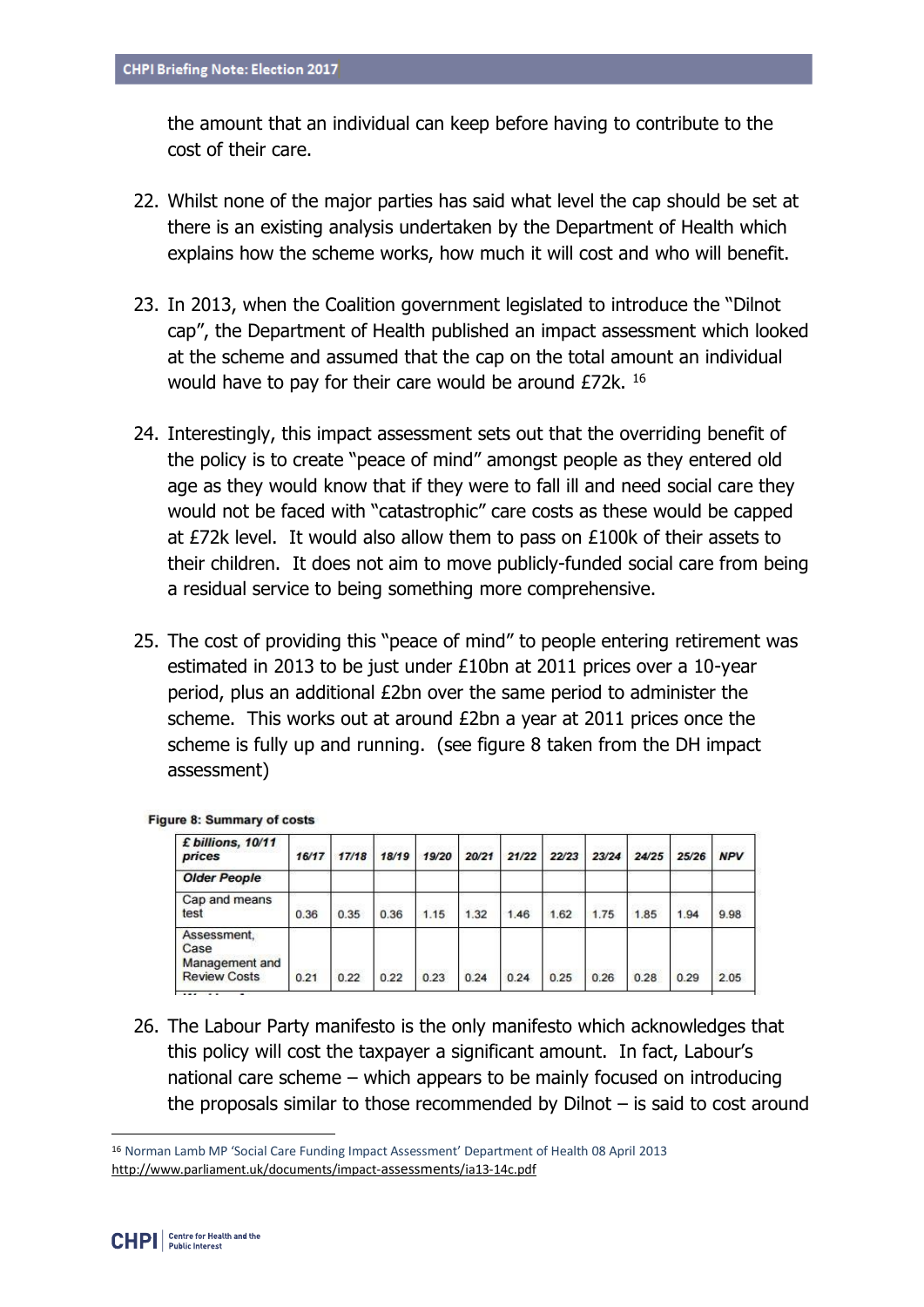the amount that an individual can keep before having to contribute to the cost of their care.

22. Whilst none of the major parties has said what level the cap should be set at there is an existing analysis undertaken by the Department of Health which explains how the scheme works, how much it will cost and who will benefit.

23. In 2013, when the Coalition government legislated to introduce the "Dilnot cap", the Department of Health published an impact assessment which looked at the scheme and assumed that the cap on the total amount an individual would have to pay for their care would be around £72k. [16]

24. Interestingly, this impact assessment sets out that the overriding benefit of the policy is to create "peace of mind" amongst people as they entered old age as they would know that if they were to fall ill and need social care they would not be faced with "catastrophic" care costs as these would be capped at £72k level. It would also allow them to pass on £100k of their assets to their children. It does not aim to move publicly-funded social care from being a residual service to being something more comprehensive.

25. The cost of providing this "peace of mind" to people entering retirement was estimated in 2013 to be just under £10bn at 2011 prices over a 10-year period, plus an additional £2bn over the same period to administer the scheme. This works out at around £2bn a year at 2011 prices once the scheme is fully up and running. (see figure 8 taken from the DH impact assessment)

**Figure 8: Summary of costs**

| *£ billions, 10/11 prices* | *16/17* | *17/18* | *18/19* | *19/20* | *20/21* | *21/22* | *22/23* | *23/24* | *24/25* | *25/26* | *NPV* |
|---|---|---|---|---|---|---|---|---|---|---|---|
| *Older People* | | | | | | | | | | | |
| Cap and means test | 0.36 | 0.35 | 0.36 | 1.15 | 1.32 | 1.46 | 1.62 | 1.75 | 1.85 | 1.94 | 9.98 |
| Assessment, Case Management and Review Costs | 0.21 | 0.22 | 0.22 | 0.23 | 0.24 | 0.24 | 0.25 | 0.26 | 0.28 | 0.29 | 2.05 |

26. The Labour Party manifesto is the only manifesto which acknowledges that this policy will cost the taxpayer a significant amount. In fact, Labour's national care scheme – which appears to be mainly focused on introducing the proposals similar to those recommended by Dilnot – is said to cost around

[16] Norman Lamb MP 'Social Care Funding Impact Assessment' Department of Health 08 April 2013 http://www.parliament.uk/documents/impact-assessments/ia13-14c.pdf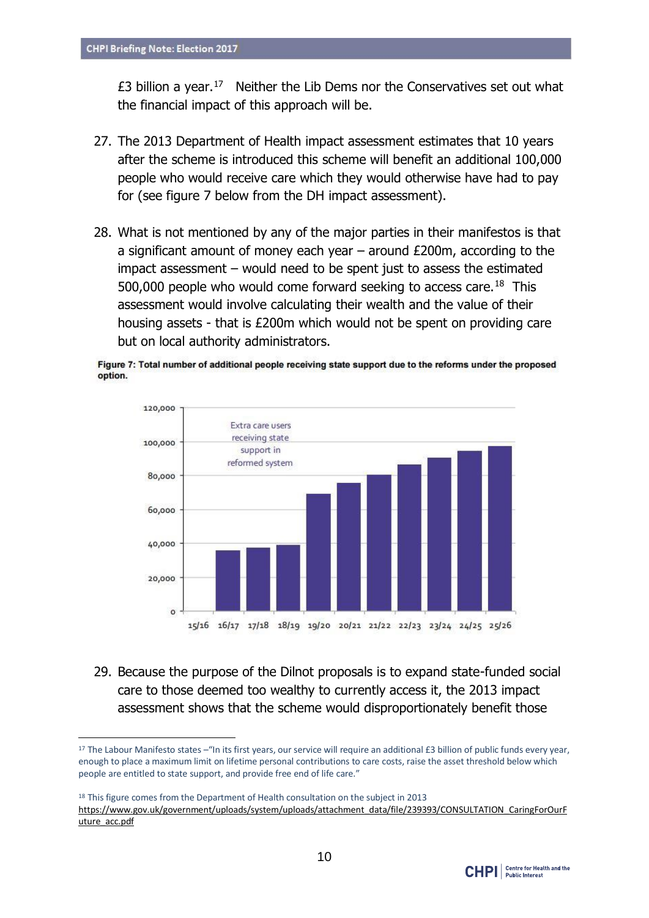£3 billion a year.[17] Neither the Lib Dems nor the Conservatives set out what the financial impact of this approach will be.

27. The 2013 Department of Health impact assessment estimates that 10 years after the scheme is introduced this scheme will benefit an additional 100,000 people who would receive care which they would otherwise have had to pay for (see figure 7 below from the DH impact assessment).

28. What is not mentioned by any of the major parties in their manifestos is that a significant amount of money each year – around £200m, according to the impact assessment – would need to be spent just to assess the estimated 500,000 people who would come forward seeking to access care.[18] This assessment would involve calculating their wealth and the value of their housing assets - that is £200m which would not be spent on providing care but on local authority administrators.

**Figure 7: Total number of additional people receiving state support due to the reforms under the proposed option.**

29. Because the purpose of the Dilnot proposals is to expand state-funded social care to those deemed too wealthy to currently access it, the 2013 impact assessment shows that the scheme would disproportionately benefit those

---

[17] The Labour Manifesto states –"In its first years, our service will require an additional £3 billion of public funds every year, enough to place a maximum limit on lifetime personal contributions to care costs, raise the asset threshold below which people are entitled to state support, and provide free end of life care."

[18] This figure comes from the Department of Health consultation on the subject in 2013 https://www.gov.uk/government/uploads/system/uploads/attachment_data/file/239393/CONSULTATION_CaringForOurFuture_acc.pdf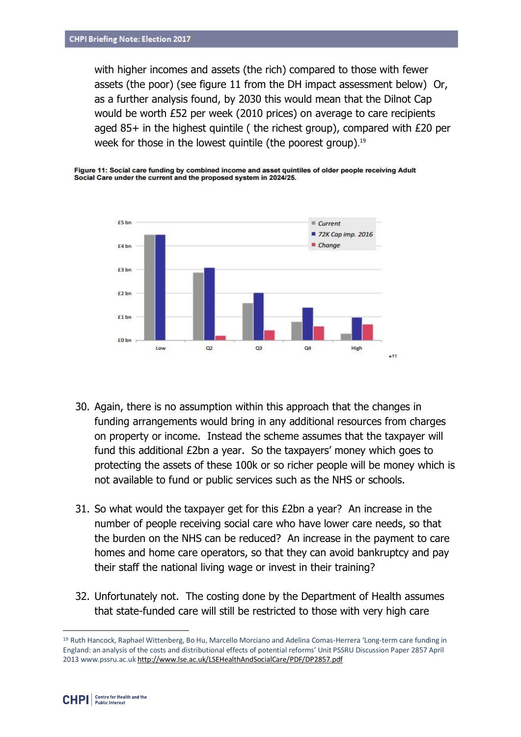with higher incomes and assets (the rich) compared to those with fewer assets (the poor) (see figure 11 from the DH impact assessment below) Or, as a further analysis found, by 2030 this would mean that the Dilnot Cap would be worth £52 per week (2010 prices) on average to care recipients aged 85+ in the highest quintile ( the richest group), compared with £20 per week for those in the lowest quintile (the poorest group).[19]

**Figure 11: Social care funding by combined income and asset quintiles of older people receiving Adult Social Care under the current and the proposed system in 2024/25.**

30. Again, there is no assumption within this approach that the changes in funding arrangements would bring in any additional resources from charges on property or income. Instead the scheme assumes that the taxpayer will fund this additional £2bn a year. So the taxpayers' money which goes to protecting the assets of these 100k or so richer people will be money which is not available to fund or public services such as the NHS or schools.

31. So what would the taxpayer get for this £2bn a year? An increase in the number of people receiving social care who have lower care needs, so that the burden on the NHS can be reduced? An increase in the payment to care homes and home care operators, so that they can avoid bankruptcy and pay their staff the national living wage or invest in their training?

32. Unfortunately not. The costing done by the Department of Health assumes that state-funded care will still be restricted to those with very high care

---

[19] Ruth Hancock, Raphael Wittenberg, Bo Hu, Marcello Morciano and Adelina Comas-Herrera 'Long-term care funding in England: an analysis of the costs and distributional effects of potential reforms' Unit PSSRU Discussion Paper 2857 April 2013 www.pssru.ac.uk http://www.lse.ac.uk/LSEHealthAndSocialCare/PDF/DP2857.pdf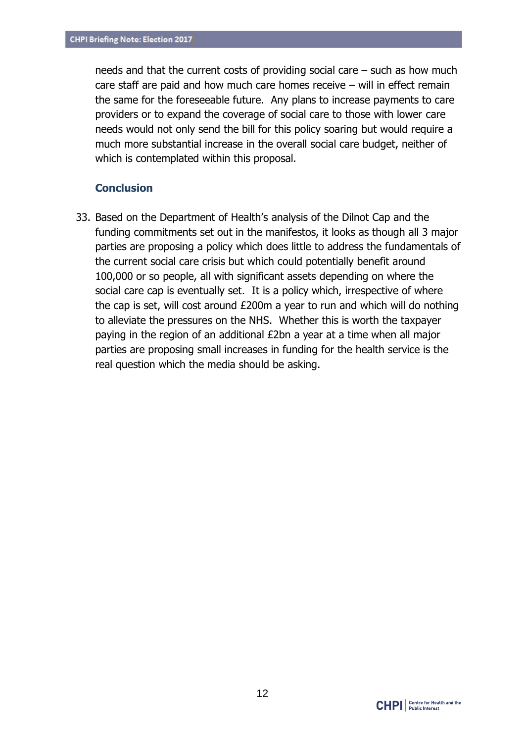needs and that the current costs of providing social care – such as how much care staff are paid and how much care homes receive – will in effect remain the same for the foreseeable future. Any plans to increase payments to care providers or to expand the coverage of social care to those with lower care needs would not only send the bill for this policy soaring but would require a much more substantial increase in the overall social care budget, neither of which is contemplated within this proposal.

### Conclusion

33. Based on the Department of Health's analysis of the Dilnot Cap and the funding commitments set out in the manifestos, it looks as though all 3 major parties are proposing a policy which does little to address the fundamentals of the current social care crisis but which could potentially benefit around 100,000 or so people, all with significant assets depending on where the social care cap is eventually set. It is a policy which, irrespective of where the cap is set, will cost around £200m a year to run and which will do nothing to alleviate the pressures on the NHS. Whether this is worth the taxpayer paying in the region of an additional £2bn a year at a time when all major parties are proposing small increases in funding for the health service is the real question which the media should be asking.